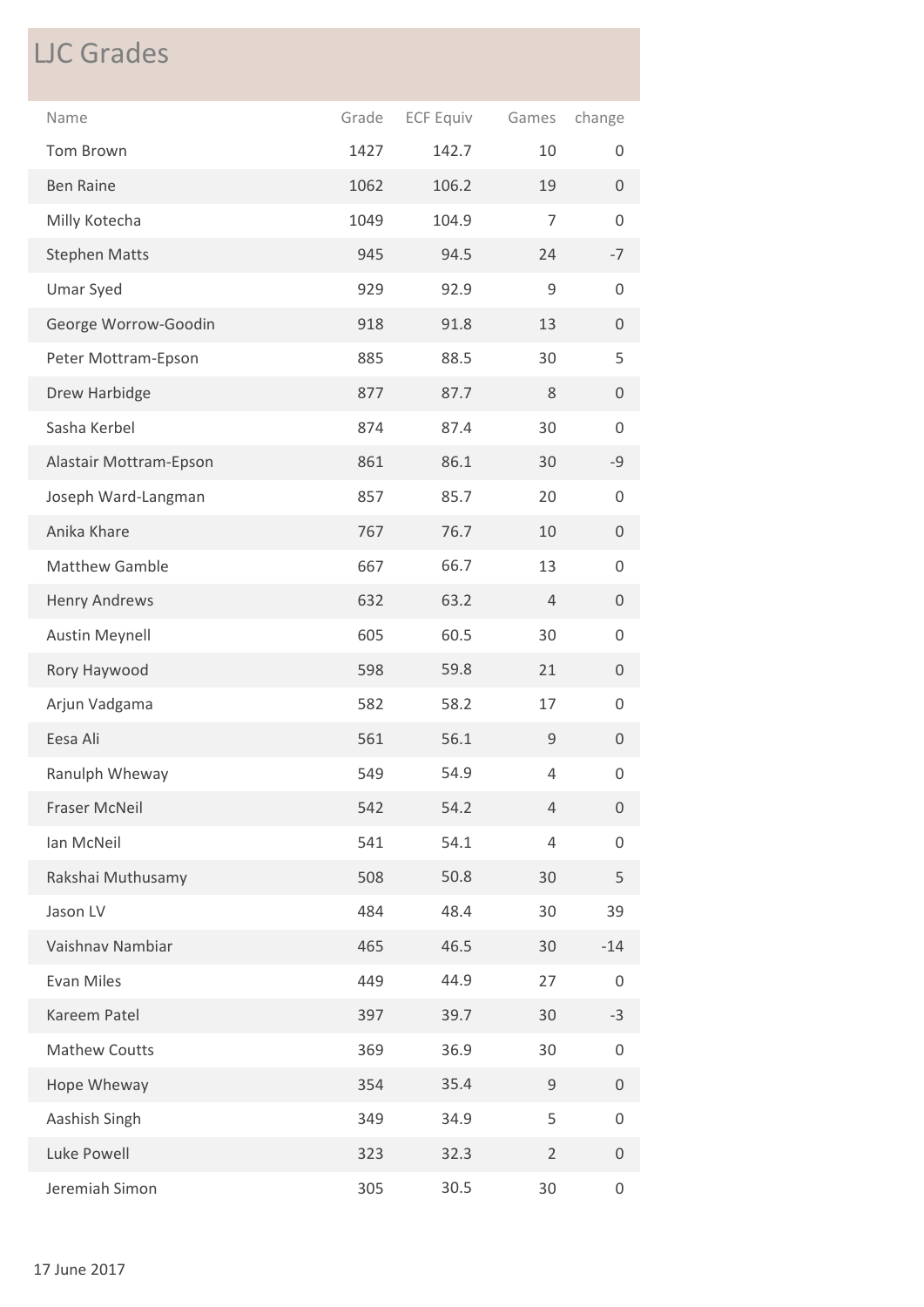# LJC Grades

| Name | Grade | ECF Equiv | Games | change |
|---|---|---|---|---|
| Tom Brown | 1427 | 142.7 | 10 | 0 |
| Ben Raine | 1062 | 106.2 | 19 | 0 |
| Milly Kotecha | 1049 | 104.9 | 7 | 0 |
| Stephen Matts | 945 | 94.5 | 24 | -7 |
| Umar Syed | 929 | 92.9 | 9 | 0 |
| George Worrow-Goodin | 918 | 91.8 | 13 | 0 |
| Peter Mottram-Epson | 885 | 88.5 | 30 | 5 |
| Drew Harbidge | 877 | 87.7 | 8 | 0 |
| Sasha Kerbel | 874 | 87.4 | 30 | 0 |
| Alastair Mottram-Epson | 861 | 86.1 | 30 | -9 |
| Joseph Ward-Langman | 857 | 85.7 | 20 | 0 |
| Anika Khare | 767 | 76.7 | 10 | 0 |
| Matthew Gamble | 667 | 66.7 | 13 | 0 |
| Henry Andrews | 632 | 63.2 | 4 | 0 |
| Austin Meynell | 605 | 60.5 | 30 | 0 |
| Rory Haywood | 598 | 59.8 | 21 | 0 |
| Arjun Vadgama | 582 | 58.2 | 17 | 0 |
| Eesa Ali | 561 | 56.1 | 9 | 0 |
| Ranulph Wheway | 549 | 54.9 | 4 | 0 |
| Fraser McNeil | 542 | 54.2 | 4 | 0 |
| Ian McNeil | 541 | 54.1 | 4 | 0 |
| Rakshai Muthusamy | 508 | 50.8 | 30 | 5 |
| Jason LV | 484 | 48.4 | 30 | 39 |
| Vaishnav Nambiar | 465 | 46.5 | 30 | -14 |
| Evan Miles | 449 | 44.9 | 27 | 0 |
| Kareem Patel | 397 | 39.7 | 30 | -3 |
| Mathew Coutts | 369 | 36.9 | 30 | 0 |
| Hope Wheway | 354 | 35.4 | 9 | 0 |
| Aashish Singh | 349 | 34.9 | 5 | 0 |
| Luke Powell | 323 | 32.3 | 2 | 0 |
| Jeremiah Simon | 305 | 30.5 | 30 | 0 |

17 June 2017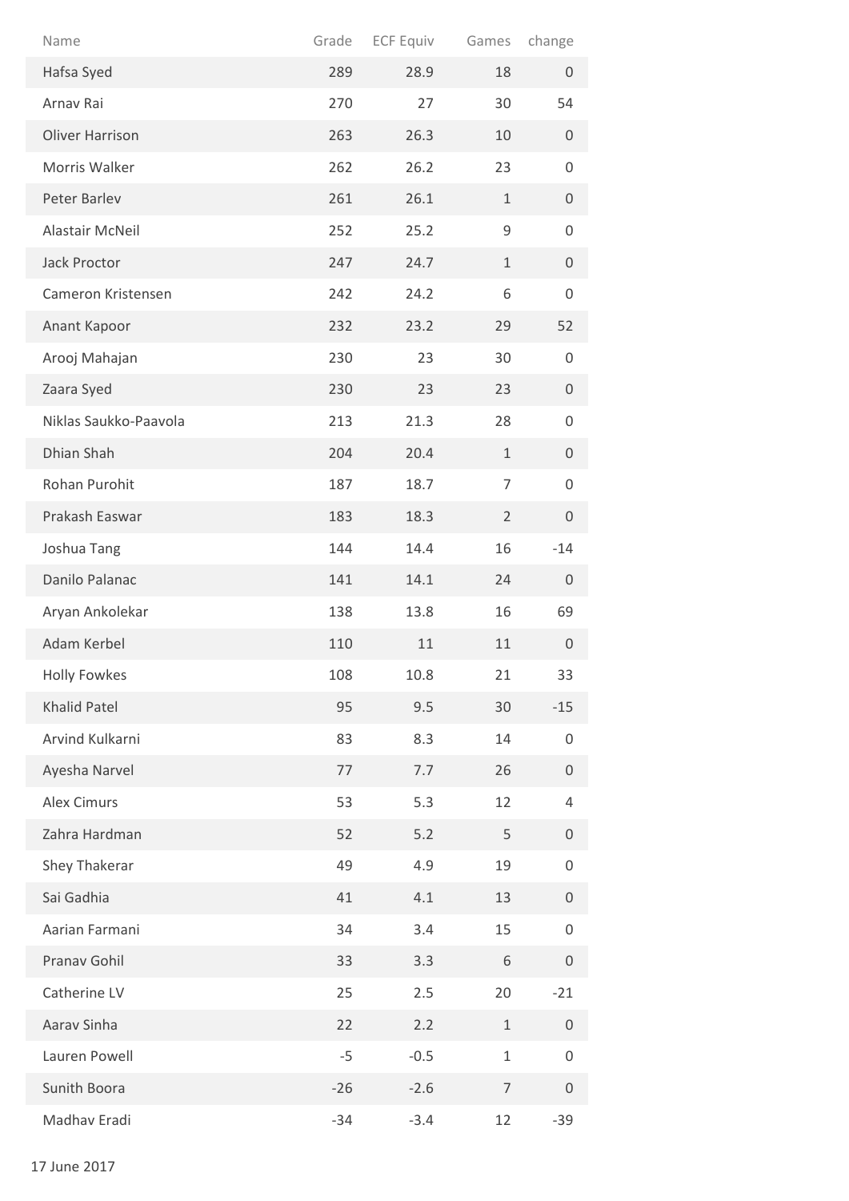| Name | Grade | ECF Equiv | Games | change |
|---|---|---|---|---|
| Hafsa Syed | 289 | 28.9 | 18 | 0 |
| Arnav Rai | 270 | 27 | 30 | 54 |
| Oliver Harrison | 263 | 26.3 | 10 | 0 |
| Morris Walker | 262 | 26.2 | 23 | 0 |
| Peter Barlev | 261 | 26.1 | 1 | 0 |
| Alastair McNeil | 252 | 25.2 | 9 | 0 |
| Jack Proctor | 247 | 24.7 | 1 | 0 |
| Cameron Kristensen | 242 | 24.2 | 6 | 0 |
| Anant Kapoor | 232 | 23.2 | 29 | 52 |
| Arooj Mahajan | 230 | 23 | 30 | 0 |
| Zaara Syed | 230 | 23 | 23 | 0 |
| Niklas Saukko-Paavola | 213 | 21.3 | 28 | 0 |
| Dhian Shah | 204 | 20.4 | 1 | 0 |
| Rohan Purohit | 187 | 18.7 | 7 | 0 |
| Prakash Easwar | 183 | 18.3 | 2 | 0 |
| Joshua Tang | 144 | 14.4 | 16 | -14 |
| Danilo Palanac | 141 | 14.1 | 24 | 0 |
| Aryan Ankolekar | 138 | 13.8 | 16 | 69 |
| Adam Kerbel | 110 | 11 | 11 | 0 |
| Holly Fowkes | 108 | 10.8 | 21 | 33 |
| Khalid Patel | 95 | 9.5 | 30 | -15 |
| Arvind Kulkarni | 83 | 8.3 | 14 | 0 |
| Ayesha Narvel | 77 | 7.7 | 26 | 0 |
| Alex Cimurs | 53 | 5.3 | 12 | 4 |
| Zahra Hardman | 52 | 5.2 | 5 | 0 |
| Shey Thakerar | 49 | 4.9 | 19 | 0 |
| Sai Gadhia | 41 | 4.1 | 13 | 0 |
| Aarian Farmani | 34 | 3.4 | 15 | 0 |
| Pranav Gohil | 33 | 3.3 | 6 | 0 |
| Catherine LV | 25 | 2.5 | 20 | -21 |
| Aarav Sinha | 22 | 2.2 | 1 | 0 |
| Lauren Powell | -5 | -0.5 | 1 | 0 |
| Sunith Boora | -26 | -2.6 | 7 | 0 |
| Madhav Eradi | -34 | -3.4 | 12 | -39 |

17 June 2017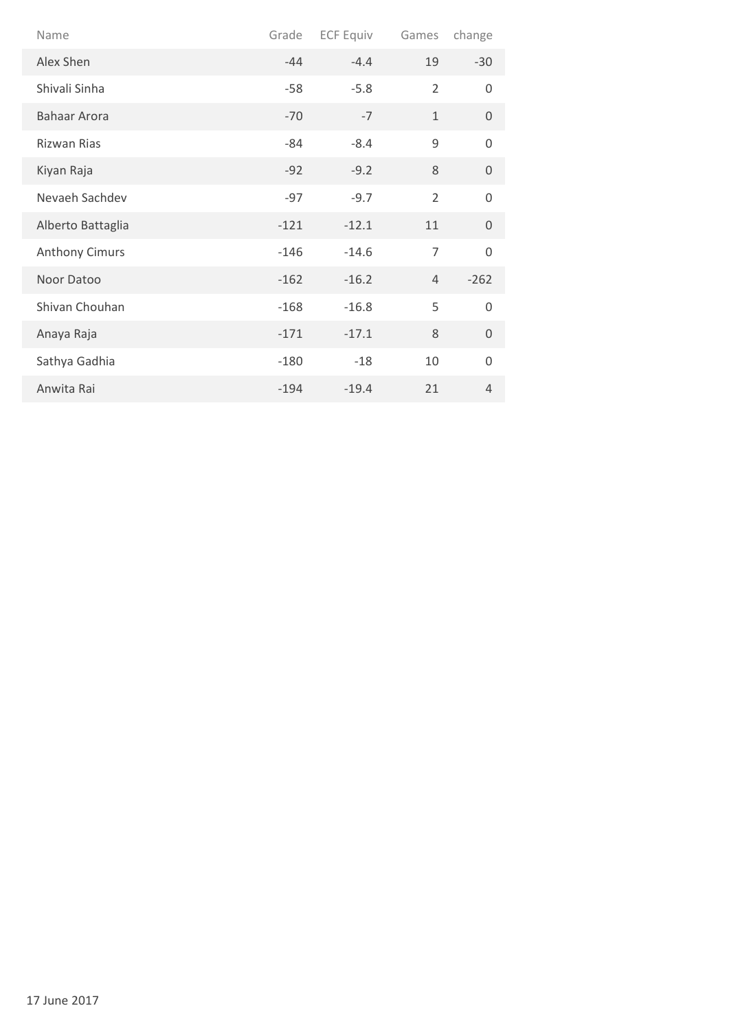| Name | Grade | ECF Equiv | Games | change |
| --- | --- | --- | --- | --- |
| Alex Shen | -44 | -4.4 | 19 | -30 |
| Shivali Sinha | -58 | -5.8 | 2 | 0 |
| Bahaar Arora | -70 | -7 | 1 | 0 |
| Rizwan Rias | -84 | -8.4 | 9 | 0 |
| Kiyan Raja | -92 | -9.2 | 8 | 0 |
| Nevaeh Sachdev | -97 | -9.7 | 2 | 0 |
| Alberto Battaglia | -121 | -12.1 | 11 | 0 |
| Anthony Cimurs | -146 | -14.6 | 7 | 0 |
| Noor Datoo | -162 | -16.2 | 4 | -262 |
| Shivan Chouhan | -168 | -16.8 | 5 | 0 |
| Anaya Raja | -171 | -17.1 | 8 | 0 |
| Sathya Gadhia | -180 | -18 | 10 | 0 |
| Anwita Rai | -194 | -19.4 | 21 | 4 |

17 June 2017